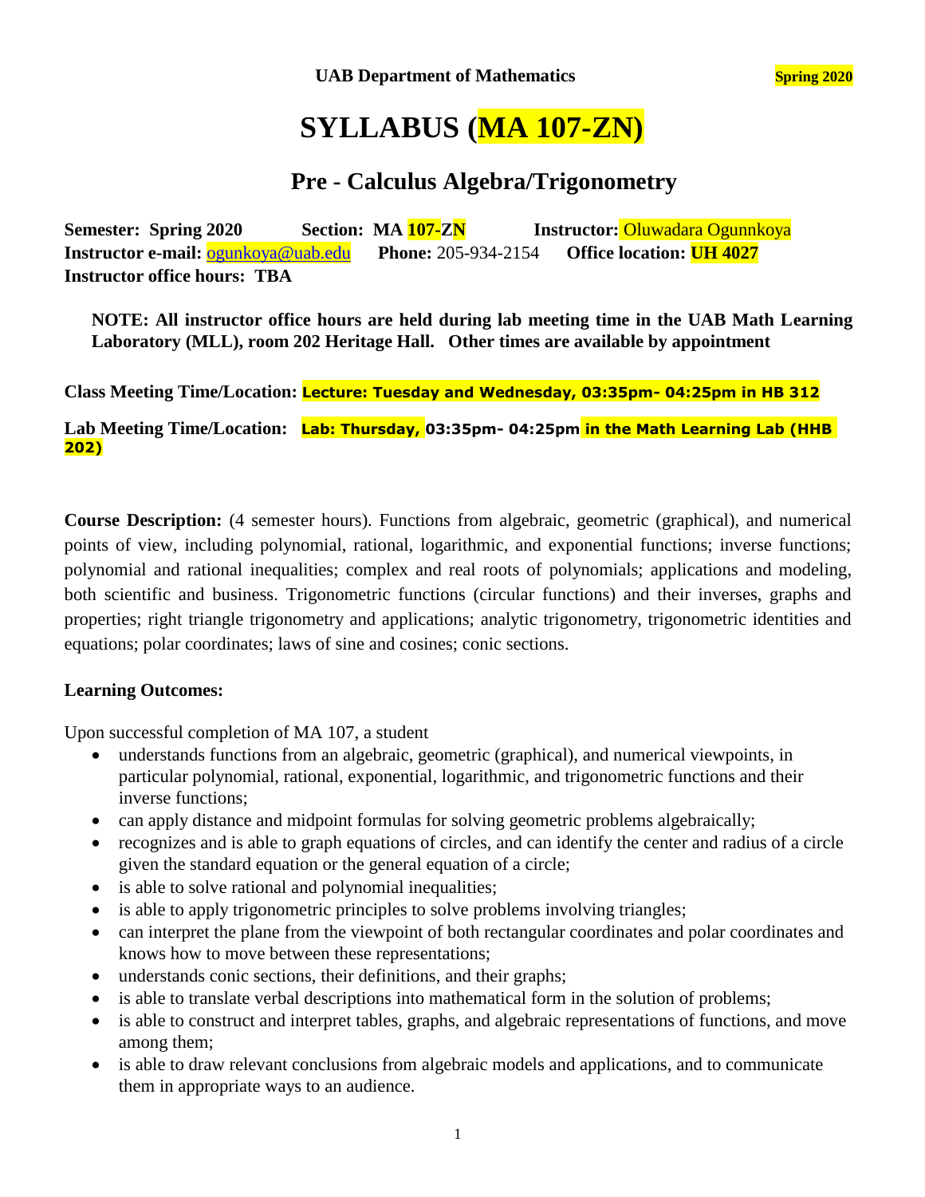**UAB Department of Mathematics** **Spring 2020**

# SYLLABUS (MA 107-ZN)

## Pre - Calculus Algebra/Trigonometry

**Semester: Spring 2020** **Section: MA 107-ZN** **Instructor:** Oluwadara Ogunnkoya
**Instructor e-mail:** ogunkoya@uab.edu **Phone:** 205-934-2154 **Office location: UH 4027**
**Instructor office hours: TBA**

> **NOTE: All instructor office hours are held during lab meeting time in the UAB Math Learning Laboratory (MLL), room 202 Heritage Hall. Other times are available by appointment**

**Class Meeting Time/Location: Lecture: Tuesday and Wednesday, 03:35pm- 04:25pm in HB 312**

**Lab Meeting Time/Location: Lab: Thursday, 03:35pm- 04:25pm in the Math Learning Lab (HHB 202)**

**Course Description:** (4 semester hours). Functions from algebraic, geometric (graphical), and numerical points of view, including polynomial, rational, logarithmic, and exponential functions; inverse functions; polynomial and rational inequalities; complex and real roots of polynomials; applications and modeling, both scientific and business. Trigonometric functions (circular functions) and their inverses, graphs and properties; right triangle trigonometry and applications; analytic trigonometry, trigonometric identities and equations; polar coordinates; laws of sine and cosines; conic sections.

**Learning Outcomes:**

Upon successful completion of MA 107, a student

- understands functions from an algebraic, geometric (graphical), and numerical viewpoints, in particular polynomial, rational, exponential, logarithmic, and trigonometric functions and their inverse functions;
- can apply distance and midpoint formulas for solving geometric problems algebraically;
- recognizes and is able to graph equations of circles, and can identify the center and radius of a circle given the standard equation or the general equation of a circle;
- is able to solve rational and polynomial inequalities;
- is able to apply trigonometric principles to solve problems involving triangles;
- can interpret the plane from the viewpoint of both rectangular coordinates and polar coordinates and knows how to move between these representations;
- understands conic sections, their definitions, and their graphs;
- is able to translate verbal descriptions into mathematical form in the solution of problems;
- is able to construct and interpret tables, graphs, and algebraic representations of functions, and move among them;
- is able to draw relevant conclusions from algebraic models and applications, and to communicate them in appropriate ways to an audience.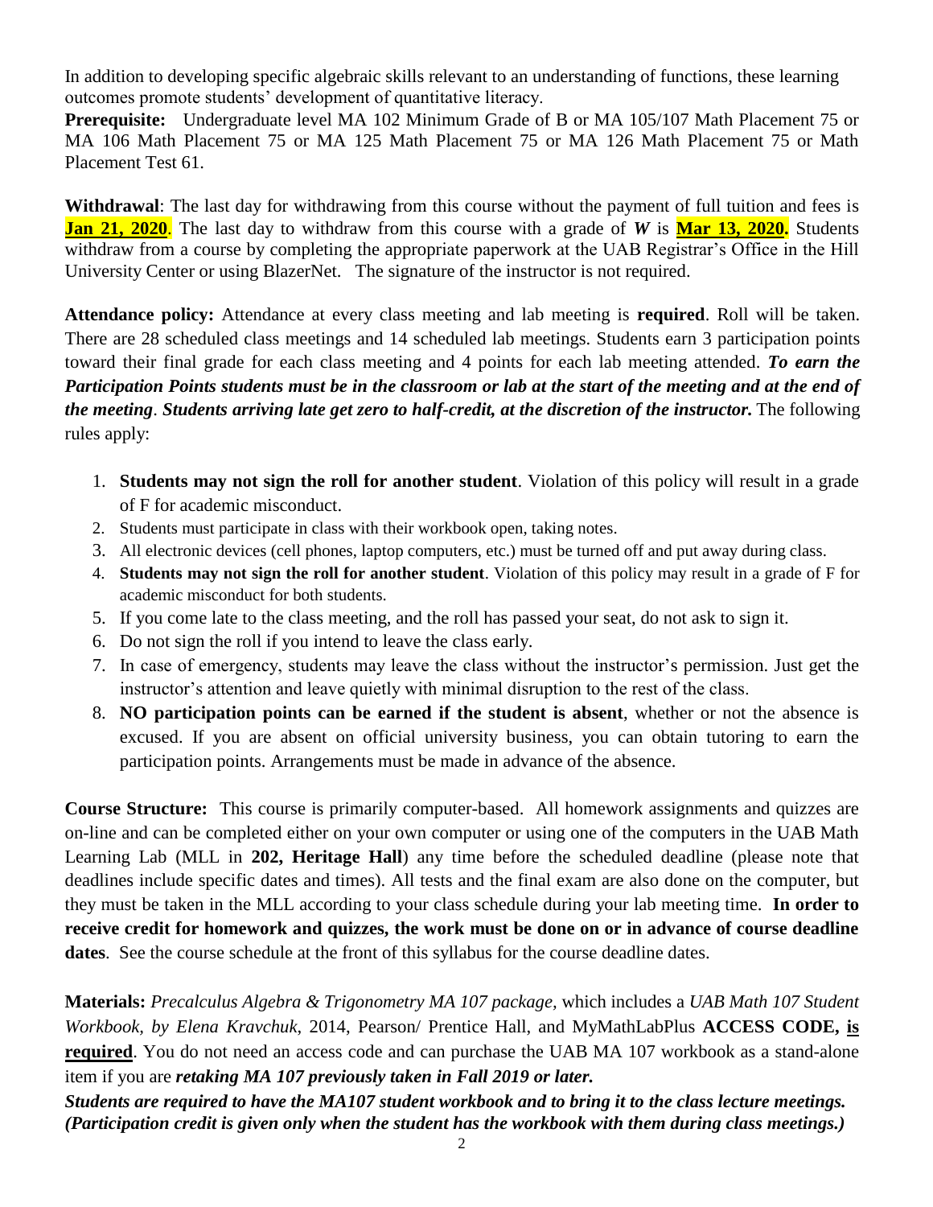In addition to developing specific algebraic skills relevant to an understanding of functions, these learning outcomes promote students' development of quantitative literacy.

**Prerequisite:** Undergraduate level MA 102 Minimum Grade of B or MA 105/107 Math Placement 75 or MA 106 Math Placement 75 or MA 125 Math Placement 75 or MA 126 Math Placement 75 or Math Placement Test 61.

**Withdrawal**: The last day for withdrawing from this course without the payment of full tuition and fees is **Jan 21, 2020**. The last day to withdraw from this course with a grade of ***W*** is **Mar 13, 2020.** Students withdraw from a course by completing the appropriate paperwork at the UAB Registrar's Office in the Hill University Center or using BlazerNet. The signature of the instructor is not required.

**Attendance policy:** Attendance at every class meeting and lab meeting is **required**. Roll will be taken. There are 28 scheduled class meetings and 14 scheduled lab meetings. Students earn 3 participation points toward their final grade for each class meeting and 4 points for each lab meeting attended. ***To earn the Participation Points students must be in the classroom or lab at the start of the meeting and at the end of the meeting***. ***Students arriving late get zero to half-credit, at the discretion of the instructor.*** The following rules apply:

1. **Students may not sign the roll for another student**. Violation of this policy will result in a grade of F for academic misconduct.
2. Students must participate in class with their workbook open, taking notes.
3. All electronic devices (cell phones, laptop computers, etc.) must be turned off and put away during class.
4. **Students may not sign the roll for another student**. Violation of this policy may result in a grade of F for academic misconduct for both students.
5. If you come late to the class meeting, and the roll has passed your seat, do not ask to sign it.
6. Do not sign the roll if you intend to leave the class early.
7. In case of emergency, students may leave the class without the instructor's permission. Just get the instructor's attention and leave quietly with minimal disruption to the rest of the class.
8. **NO participation points can be earned if the student is absent**, whether or not the absence is excused. If you are absent on official university business, you can obtain tutoring to earn the participation points. Arrangements must be made in advance of the absence.

**Course Structure:** This course is primarily computer-based. All homework assignments and quizzes are on-line and can be completed either on your own computer or using one of the computers in the UAB Math Learning Lab (MLL in **202, Heritage Hall**) any time before the scheduled deadline (please note that deadlines include specific dates and times). All tests and the final exam are also done on the computer, but they must be taken in the MLL according to your class schedule during your lab meeting time. **In order to receive credit for homework and quizzes, the work must be done on or in advance of course deadline dates**. See the course schedule at the front of this syllabus for the course deadline dates.

**Materials:** *Precalculus Algebra & Trigonometry MA 107 package,* which includes a *UAB Math 107 Student Workbook, by Elena Kravchuk*, 2014, Pearson/ Prentice Hall, and MyMathLabPlus **ACCESS CODE, is required**. You do not need an access code and can purchase the UAB MA 107 workbook as a stand-alone item if you are ***retaking MA 107 previously taken in Fall 2019 or later.***

***Students are required to have the MA107 student workbook and to bring it to the class lecture meetings. (Participation credit is given only when the student has the workbook with them during class meetings.)***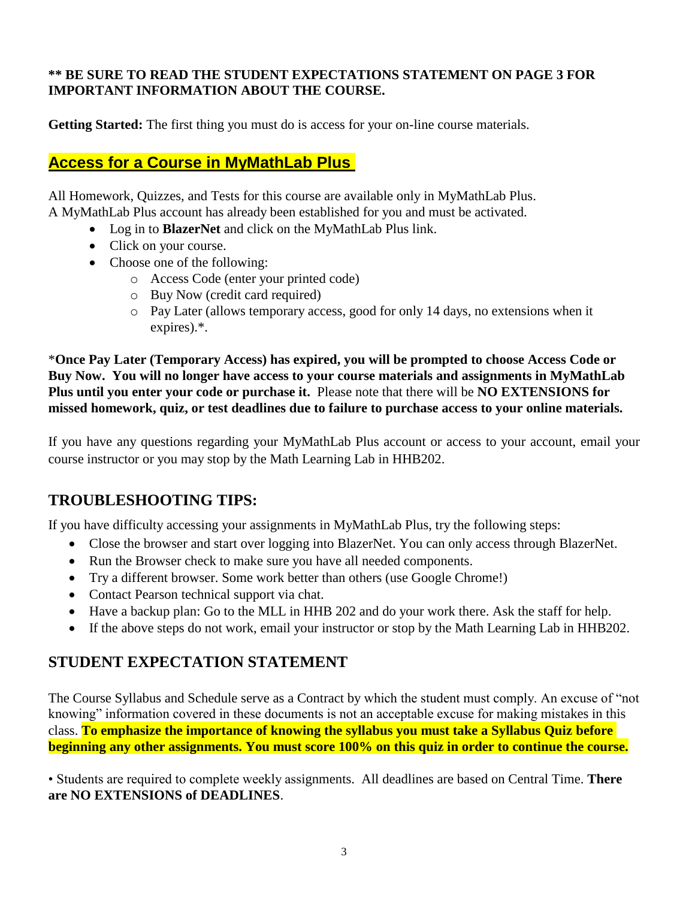**** BE SURE TO READ THE STUDENT EXPECTATIONS STATEMENT ON PAGE 3 FOR IMPORTANT INFORMATION ABOUT THE COURSE.**

**Getting Started:** The first thing you must do is access for your on-line course materials.

## Access for a Course in MyMathLab Plus

All Homework, Quizzes, and Tests for this course are available only in MyMathLab Plus.
A MyMathLab Plus account has already been established for you and must be activated.

- Log in to **BlazerNet** and click on the MyMathLab Plus link.
- Click on your course.
- Choose one of the following:
    - Access Code (enter your printed code)
    - Buy Now (credit card required)
    - Pay Later (allows temporary access, good for only 14 days, no extensions when it expires).*.

***Once Pay Later (Temporary Access) has expired, you will be prompted to choose Access Code or Buy Now. You will no longer have access to your course materials and assignments in MyMathLab Plus until you enter your code or purchase it.** Please note that there will be **NO EXTENSIONS for missed homework, quiz, or test deadlines due to failure to purchase access to your online materials.**

If you have any questions regarding your MyMathLab Plus account or access to your account, email your course instructor or you may stop by the Math Learning Lab in HHB202.

## TROUBLESHOOTING TIPS:

If you have difficulty accessing your assignments in MyMathLab Plus, try the following steps:

- Close the browser and start over logging into BlazerNet. You can only access through BlazerNet.
- Run the Browser check to make sure you have all needed components.
- Try a different browser. Some work better than others (use Google Chrome!)
- Contact Pearson technical support via chat.
- Have a backup plan: Go to the MLL in HHB 202 and do your work there. Ask the staff for help.
- If the above steps do not work, email your instructor or stop by the Math Learning Lab in HHB202.

## STUDENT EXPECTATION STATEMENT

The Course Syllabus and Schedule serve as a Contract by which the student must comply. An excuse of "not knowing" information covered in these documents is not an acceptable excuse for making mistakes in this class. **To emphasize the importance of knowing the syllabus you must take a Syllabus Quiz before beginning any other assignments. You must score 100% on this quiz in order to continue the course.**

• Students are required to complete weekly assignments. All deadlines are based on Central Time. **There are NO EXTENSIONS of DEADLINES**.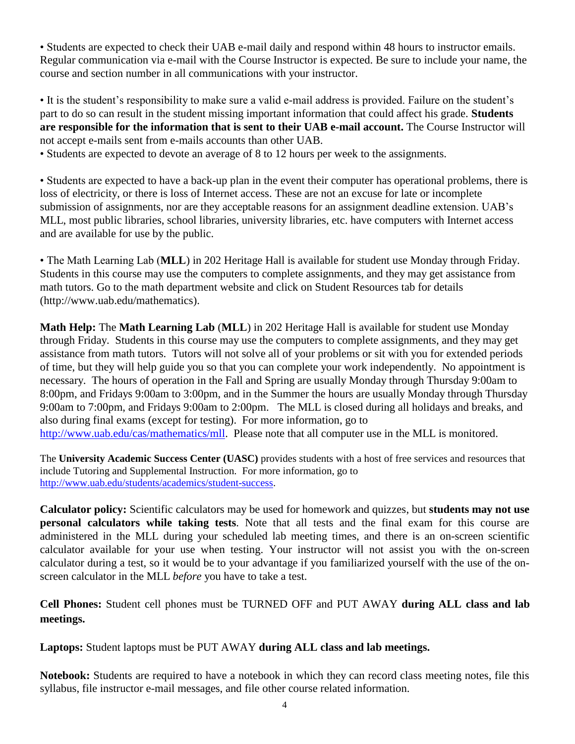• Students are expected to check their UAB e-mail daily and respond within 48 hours to instructor emails. Regular communication via e-mail with the Course Instructor is expected. Be sure to include your name, the course and section number in all communications with your instructor.

• It is the student's responsibility to make sure a valid e-mail address is provided. Failure on the student's part to do so can result in the student missing important information that could affect his grade. **Students are responsible for the information that is sent to their UAB e-mail account.** The Course Instructor will not accept e-mails sent from e-mails accounts than other UAB.

• Students are expected to devote an average of 8 to 12 hours per week to the assignments.

• Students are expected to have a back-up plan in the event their computer has operational problems, there is loss of electricity, or there is loss of Internet access. These are not an excuse for late or incomplete submission of assignments, nor are they acceptable reasons for an assignment deadline extension. UAB's MLL, most public libraries, school libraries, university libraries, etc. have computers with Internet access and are available for use by the public.

• The Math Learning Lab (**MLL**) in 202 Heritage Hall is available for student use Monday through Friday. Students in this course may use the computers to complete assignments, and they may get assistance from math tutors. Go to the math department website and click on Student Resources tab for details (http://www.uab.edu/mathematics).

**Math Help:** The **Math Learning Lab** (**MLL**) in 202 Heritage Hall is available for student use Monday through Friday. Students in this course may use the computers to complete assignments, and they may get assistance from math tutors. Tutors will not solve all of your problems or sit with you for extended periods of time, but they will help guide you so that you can complete your work independently. No appointment is necessary. The hours of operation in the Fall and Spring are usually Monday through Thursday 9:00am to 8:00pm, and Fridays 9:00am to 3:00pm, and in the Summer the hours are usually Monday through Thursday 9:00am to 7:00pm, and Fridays 9:00am to 2:00pm. The MLL is closed during all holidays and breaks, and also during final exams (except for testing). For more information, go to http://www.uab.edu/cas/mathematics/mll. Please note that all computer use in the MLL is monitored.

The **University Academic Success Center (UASC)** provides students with a host of free services and resources that include Tutoring and Supplemental Instruction. For more information, go to http://www.uab.edu/students/academics/student-success.

**Calculator policy:** Scientific calculators may be used for homework and quizzes, but **students may not use personal calculators while taking tests**. Note that all tests and the final exam for this course are administered in the MLL during your scheduled lab meeting times, and there is an on-screen scientific calculator available for your use when testing. Your instructor will not assist you with the on-screen calculator during a test, so it would be to your advantage if you familiarized yourself with the use of the on-screen calculator in the MLL *before* you have to take a test.

**Cell Phones:** Student cell phones must be TURNED OFF and PUT AWAY **during ALL class and lab meetings.**

**Laptops:** Student laptops must be PUT AWAY **during ALL class and lab meetings.**

**Notebook:** Students are required to have a notebook in which they can record class meeting notes, file this syllabus, file instructor e-mail messages, and file other course related information.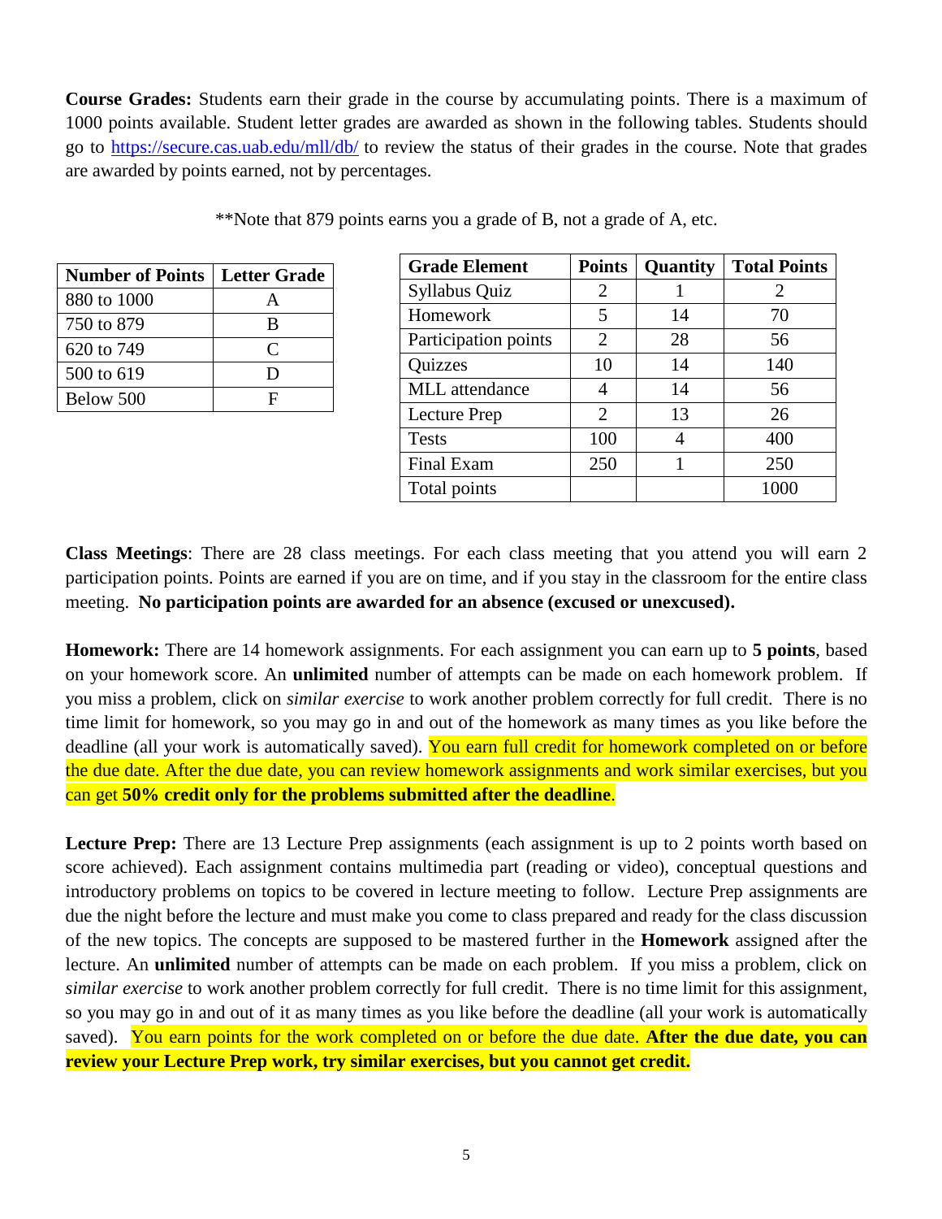**Course Grades:** Students earn their grade in the course by accumulating points. There is a maximum of 1000 points available. Student letter grades are awarded as shown in the following tables. Students should go to https://secure.cas.uab.edu/mll/db/ to review the status of their grades in the course. Note that grades are awarded by points earned, not by percentages.

**Note that 879 points earns you a grade of B, not a grade of A, etc.

| Number of Points | Letter Grade |
|---|---|
| 880 to 1000 | A |
| 750 to 879 | B |
| 620 to 749 | C |
| 500 to 619 | D |
| Below 500 | F |

| Grade Element | Points | Quantity | Total Points |
|---|---|---|---|
| Syllabus Quiz | 2 | 1 | 2 |
| Homework | 5 | 14 | 70 |
| Participation points | 2 | 28 | 56 |
| Quizzes | 10 | 14 | 140 |
| MLL attendance | 4 | 14 | 56 |
| Lecture Prep | 2 | 13 | 26 |
| Tests | 100 | 4 | 400 |
| Final Exam | 250 | 1 | 250 |
| Total points | | | 1000 |

**Class Meetings**: There are 28 class meetings. For each class meeting that you attend you will earn 2 participation points. Points are earned if you are on time, and if you stay in the classroom for the entire class meeting. **No participation points are awarded for an absence (excused or unexcused).**

**Homework:** There are 14 homework assignments. For each assignment you can earn up to **5 points**, based on your homework score. An **unlimited** number of attempts can be made on each homework problem. If you miss a problem, click on *similar exercise* to work another problem correctly for full credit. There is no time limit for homework, so you may go in and out of the homework as many times as you like before the deadline (all your work is automatically saved). You earn full credit for homework completed on or before the due date. After the due date, you can review homework assignments and work similar exercises, but you can get **50% credit only for the problems submitted after the deadline**.

**Lecture Prep:** There are 13 Lecture Prep assignments (each assignment is up to 2 points worth based on score achieved). Each assignment contains multimedia part (reading or video), conceptual questions and introductory problems on topics to be covered in lecture meeting to follow. Lecture Prep assignments are due the night before the lecture and must make you come to class prepared and ready for the class discussion of the new topics. The concepts are supposed to be mastered further in the **Homework** assigned after the lecture. An **unlimited** number of attempts can be made on each problem. If you miss a problem, click on *similar exercise* to work another problem correctly for full credit. There is no time limit for this assignment, so you may go in and out of it as many times as you like before the deadline (all your work is automatically saved). You earn points for the work completed on or before the due date. **After the due date, you can review your Lecture Prep work, try similar exercises, but you cannot get credit.**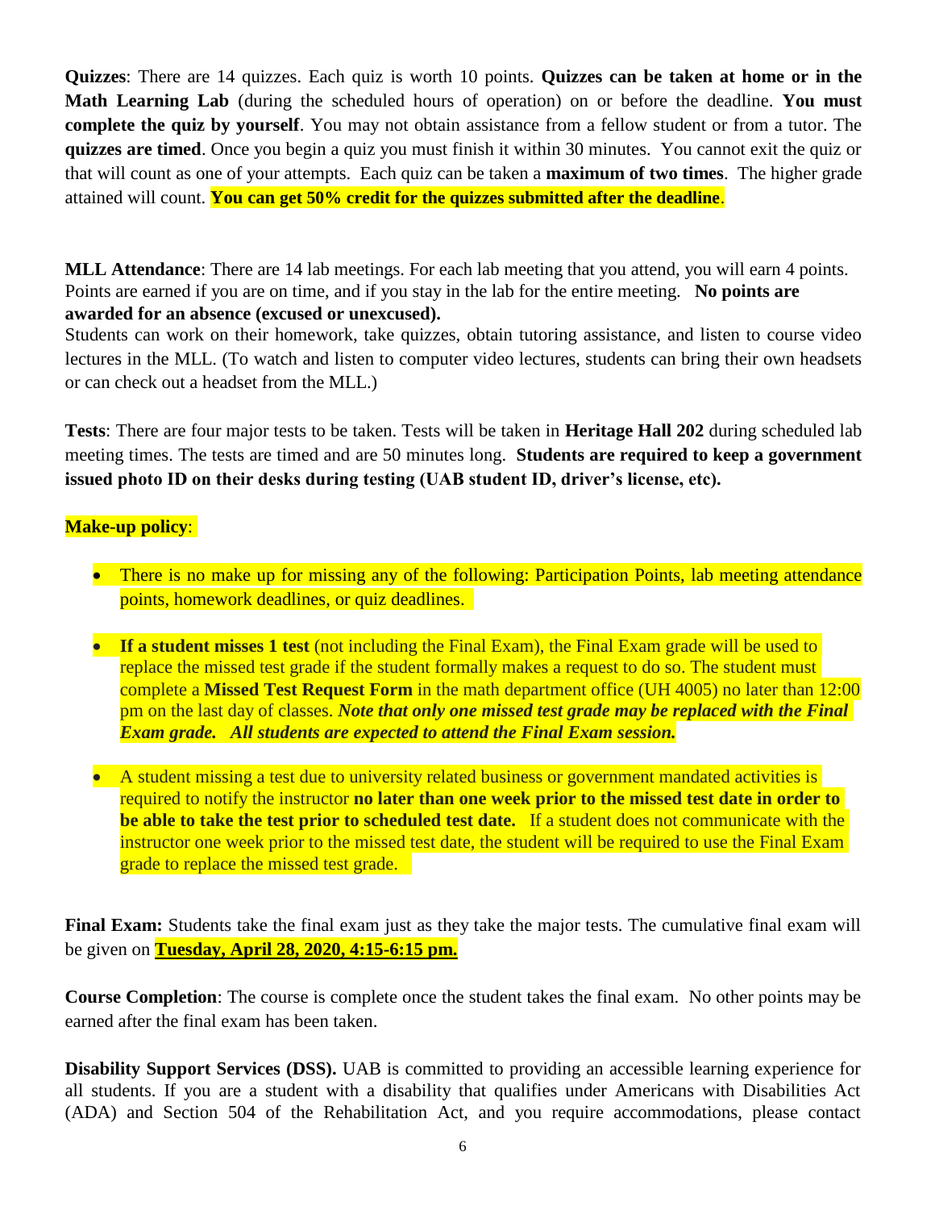**Quizzes**: There are 14 quizzes. Each quiz is worth 10 points. **Quizzes can be taken at home or in the Math Learning Lab** (during the scheduled hours of operation) on or before the deadline. **You must complete the quiz by yourself**. You may not obtain assistance from a fellow student or from a tutor. The **quizzes are timed**. Once you begin a quiz you must finish it within 30 minutes. You cannot exit the quiz or that will count as one of your attempts. Each quiz can be taken a **maximum of two times**. The higher grade attained will count. **You can get 50% credit for the quizzes submitted after the deadline**.

**MLL Attendance**: There are 14 lab meetings. For each lab meeting that you attend, you will earn 4 points. Points are earned if you are on time, and if you stay in the lab for the entire meeting. **No points are awarded for an absence (excused or unexcused).**
Students can work on their homework, take quizzes, obtain tutoring assistance, and listen to course video lectures in the MLL. (To watch and listen to computer video lectures, students can bring their own headsets or can check out a headset from the MLL.)

**Tests**: There are four major tests to be taken. Tests will be taken in **Heritage Hall 202** during scheduled lab meeting times. The tests are timed and are 50 minutes long. **Students are required to keep a government issued photo ID on their desks during testing (UAB student ID, driver's license, etc).**

**Make-up policy**:

- There is no make up for missing any of the following: Participation Points, lab meeting attendance points, homework deadlines, or quiz deadlines.

- **If a student misses 1 test** (not including the Final Exam), the Final Exam grade will be used to replace the missed test grade if the student formally makes a request to do so. The student must complete a **Missed Test Request Form** in the math department office (UH 4005) no later than 12:00 pm on the last day of classes. ***Note that only one missed test grade may be replaced with the Final Exam grade. All students are expected to attend the Final Exam session.***

- A student missing a test due to university related business or government mandated activities is required to notify the instructor **no later than one week prior to the missed test date in order to be able to take the test prior to scheduled test date.** If a student does not communicate with the instructor one week prior to the missed test date, the student will be required to use the Final Exam grade to replace the missed test grade.

**Final Exam:** Students take the final exam just as they take the major tests. The cumulative final exam will be given on **Tuesday, April 28, 2020, 4:15-6:15 pm.**

**Course Completion**: The course is complete once the student takes the final exam. No other points may be earned after the final exam has been taken.

**Disability Support Services (DSS).** UAB is committed to providing an accessible learning experience for all students. If you are a student with a disability that qualifies under Americans with Disabilities Act (ADA) and Section 504 of the Rehabilitation Act, and you require accommodations, please contact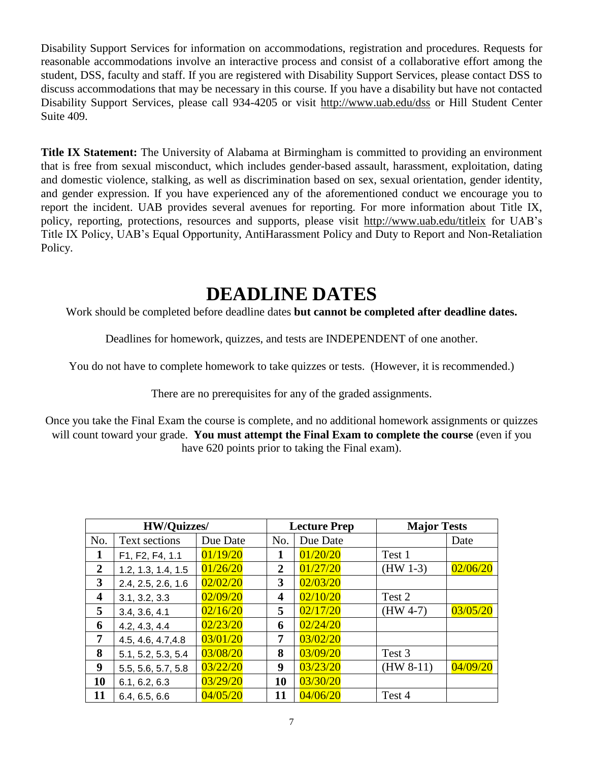Disability Support Services for information on accommodations, registration and procedures. Requests for reasonable accommodations involve an interactive process and consist of a collaborative effort among the student, DSS, faculty and staff. If you are registered with Disability Support Services, please contact DSS to discuss accommodations that may be necessary in this course. If you have a disability but have not contacted Disability Support Services, please call 934-4205 or visit http://www.uab.edu/dss or Hill Student Center Suite 409.

**Title IX Statement:** The University of Alabama at Birmingham is committed to providing an environment that is free from sexual misconduct, which includes gender-based assault, harassment, exploitation, dating and domestic violence, stalking, as well as discrimination based on sex, sexual orientation, gender identity, and gender expression. If you have experienced any of the aforementioned conduct we encourage you to report the incident. UAB provides several avenues for reporting. For more information about Title IX, policy, reporting, protections, resources and supports, please visit http://www.uab.edu/titleix for UAB's Title IX Policy, UAB's Equal Opportunity, AntiHarassment Policy and Duty to Report and Non-Retaliation Policy.

# DEADLINE DATES

Work should be completed before deadline dates **but cannot be completed after deadline dates.**

Deadlines for homework, quizzes, and tests are INDEPENDENT of one another.

You do not have to complete homework to take quizzes or tests. (However, it is recommended.)

There are no prerequisites for any of the graded assignments.

Once you take the Final Exam the course is complete, and no additional homework assignments or quizzes will count toward your grade. **You must attempt the Final Exam to complete the course** (even if you have 620 points prior to taking the Final exam).

| HW/Quizzes/ | | | Lecture Prep | | Major Tests | |
|---|---|---|---|---|---|---|
| No. | Text sections | Due Date | No. | Due Date | | Date |
| **1** | F1, F2, F4, 1.1 | 01/19/20 | **1** | 01/20/20 | Test 1 | |
| **2** | 1.2, 1.3, 1.4, 1.5 | 01/26/20 | **2** | 01/27/20 | (HW 1-3) | 02/06/20 |
| **3** | 2.4, 2.5, 2.6, 1.6 | 02/02/20 | **3** | 02/03/20 | | |
| **4** | 3.1, 3.2, 3.3 | 02/09/20 | **4** | 02/10/20 | Test 2 | |
| **5** | 3.4, 3.6, 4.1 | 02/16/20 | **5** | 02/17/20 | (HW 4-7) | 03/05/20 |
| **6** | 4.2, 4.3, 4.4 | 02/23/20 | **6** | 02/24/20 | | |
| **7** | 4.5, 4.6, 4.7,4.8 | 03/01/20 | **7** | 03/02/20 | | |
| **8** | 5.1, 5.2, 5.3, 5.4 | 03/08/20 | **8** | 03/09/20 | Test 3 | |
| **9** | 5.5, 5.6, 5.7, 5.8 | 03/22/20 | **9** | 03/23/20 | (HW 8-11) | 04/09/20 |
| **10** | 6.1, 6.2, 6.3 | 03/29/20 | **10** | 03/30/20 | | |
| **11** | 6.4, 6.5, 6.6 | 04/05/20 | **11** | 04/06/20 | Test 4 | |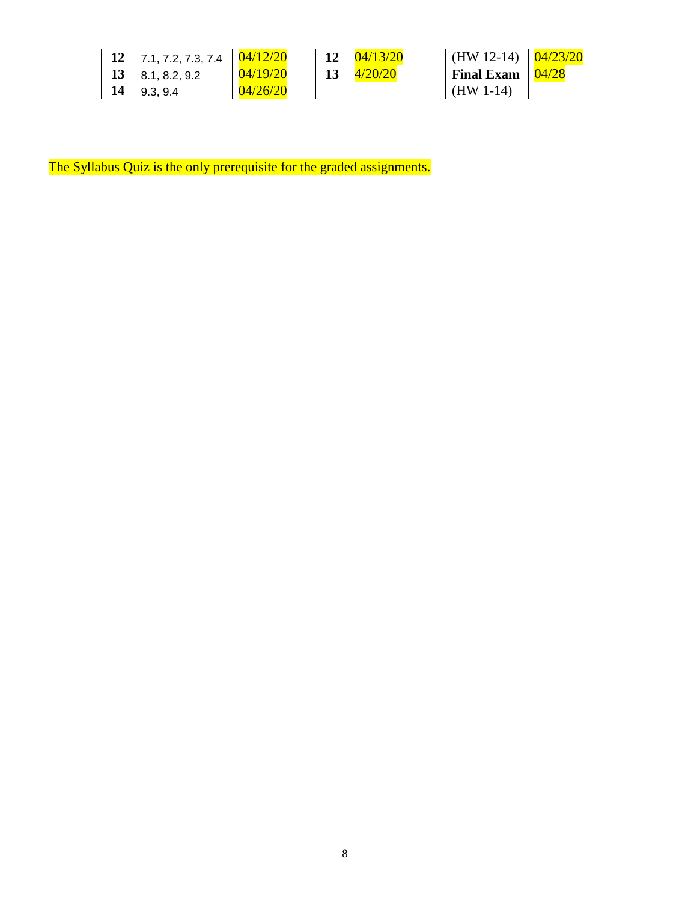| | | | | | | |
|---|---|---|---|---|---|---|
| **12** | 7.1, 7.2, 7.3, 7.4 | 04/12/20 | **12** | 04/13/20 | (HW 12-14) | 04/23/20 |
| **13** | 8.1, 8.2, 9.2 | 04/19/20 | **13** | 4/20/20 | **Final Exam** | 04/28 |
| **14** | 9.3, 9.4 | 04/26/20 | | | (HW 1-14) | |

The Syllabus Quiz is the only prerequisite for the graded assignments.